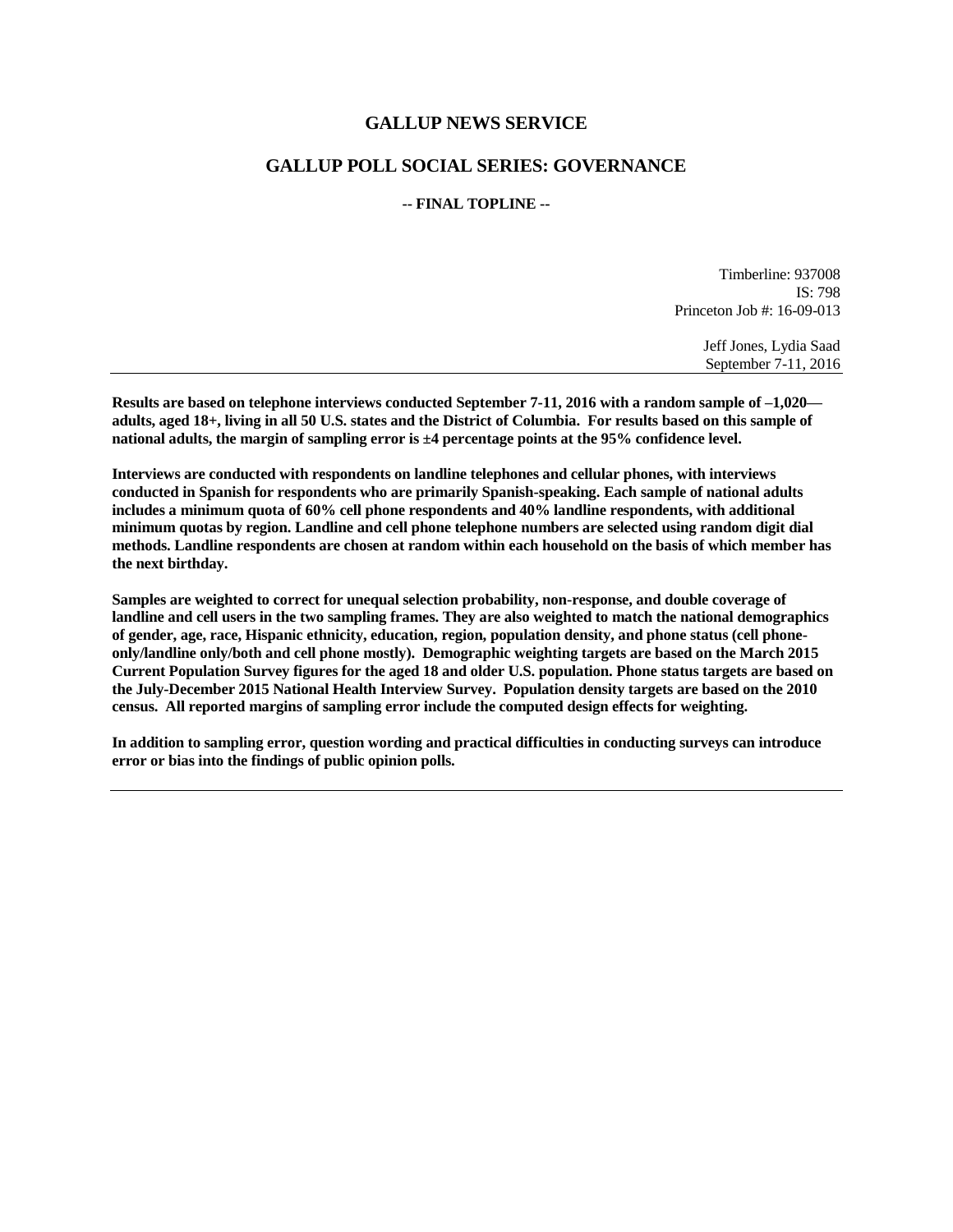# GALLUP NEWS SERVICE

## GALLUP POLL SOCIAL SERIES: GOVERNANCE

**-- FINAL TOPLINE --**

Timberline: 937008
IS: 798
Princeton Job #: 16-09-013

Jeff Jones, Lydia Saad
September 7-11, 2016

---

**Results are based on telephone interviews conducted September 7-11, 2016 with a random sample of –1,020—adults, aged 18+, living in all 50 U.S. states and the District of Columbia. For results based on this sample of national adults, the margin of sampling error is ±4 percentage points at the 95% confidence level.**

**Interviews are conducted with respondents on landline telephones and cellular phones, with interviews conducted in Spanish for respondents who are primarily Spanish-speaking. Each sample of national adults includes a minimum quota of 60% cell phone respondents and 40% landline respondents, with additional minimum quotas by region. Landline and cell phone telephone numbers are selected using random digit dial methods. Landline respondents are chosen at random within each household on the basis of which member has the next birthday.**

**Samples are weighted to correct for unequal selection probability, non-response, and double coverage of landline and cell users in the two sampling frames. They are also weighted to match the national demographics of gender, age, race, Hispanic ethnicity, education, region, population density, and phone status (cell phone-only/landline only/both and cell phone mostly). Demographic weighting targets are based on the March 2015 Current Population Survey figures for the aged 18 and older U.S. population. Phone status targets are based on the July-December 2015 National Health Interview Survey. Population density targets are based on the 2010 census. All reported margins of sampling error include the computed design effects for weighting.**

**In addition to sampling error, question wording and practical difficulties in conducting surveys can introduce error or bias into the findings of public opinion polls.**

---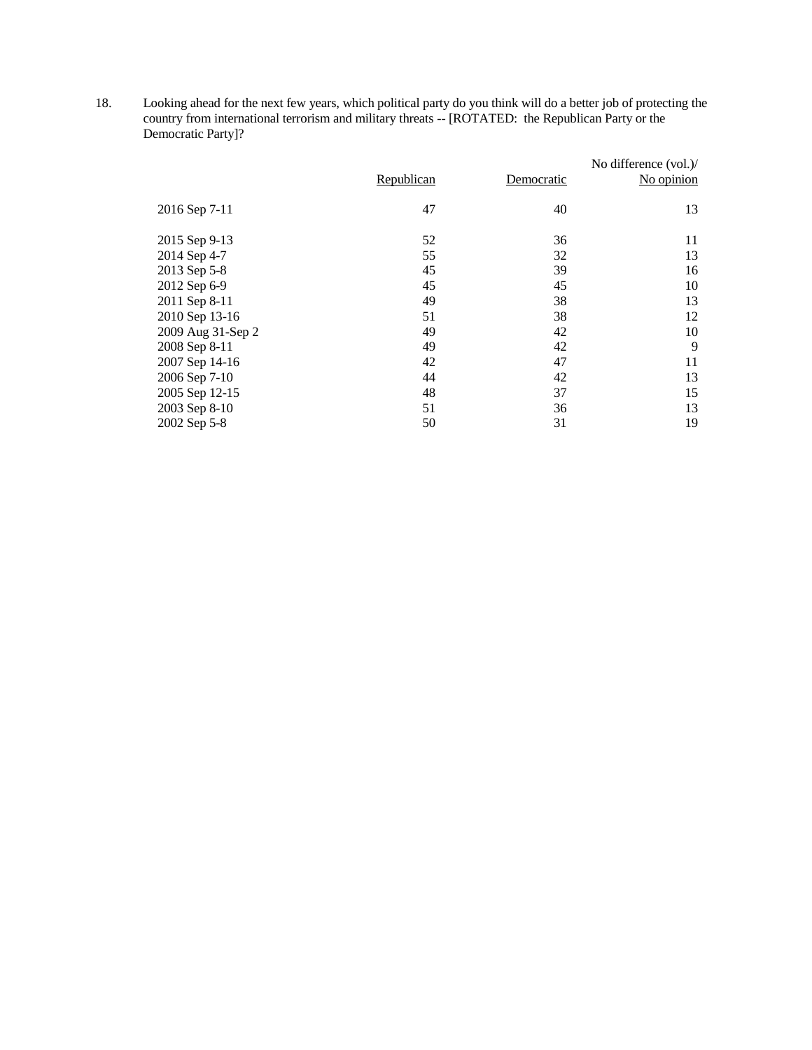18. Looking ahead for the next few years, which political party do you think will do a better job of protecting the country from international terrorism and military threats -- [ROTATED: the Republican Party or the Democratic Party]?

| | Republican | Democratic | No difference (vol.)/ No opinion |
|---|---|---|---|
| 2016 Sep 7-11 | 47 | 40 | 13 |
| 2015 Sep 9-13 | 52 | 36 | 11 |
| 2014 Sep 4-7 | 55 | 32 | 13 |
| 2013 Sep 5-8 | 45 | 39 | 16 |
| 2012 Sep 6-9 | 45 | 45 | 10 |
| 2011 Sep 8-11 | 49 | 38 | 13 |
| 2010 Sep 13-16 | 51 | 38 | 12 |
| 2009 Aug 31-Sep 2 | 49 | 42 | 10 |
| 2008 Sep 8-11 | 49 | 42 | 9 |
| 2007 Sep 14-16 | 42 | 47 | 11 |
| 2006 Sep 7-10 | 44 | 42 | 13 |
| 2005 Sep 12-15 | 48 | 37 | 15 |
| 2003 Sep 8-10 | 51 | 36 | 13 |
| 2002 Sep 5-8 | 50 | 31 | 19 |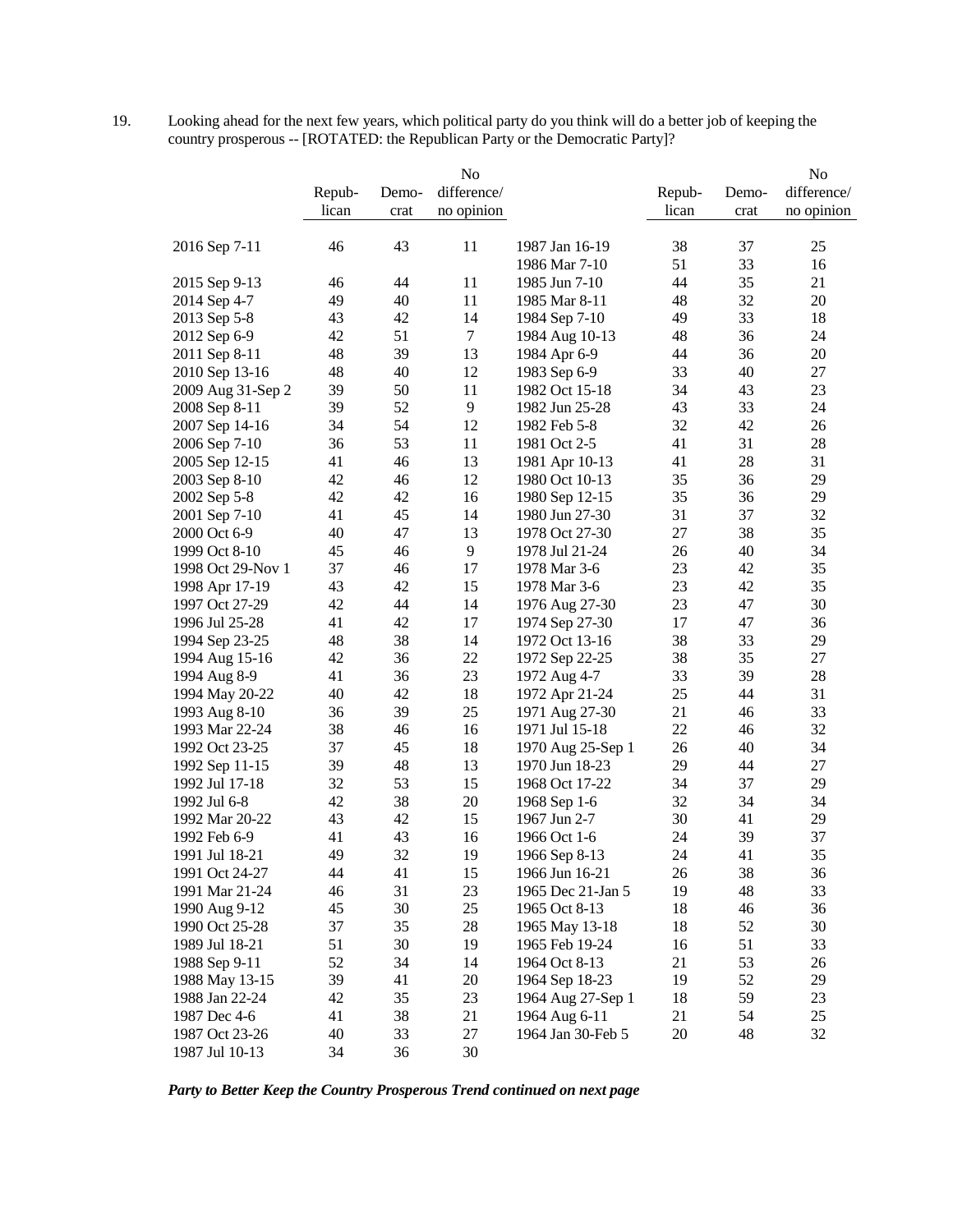19. Looking ahead for the next few years, which political party do you think will do a better job of keeping the country prosperous -- [ROTATED: the Republican Party or the Democratic Party]?

| | Republican | Democrat | No difference/ no opinion |
|---|---|---|---|
| 2016 Sep 7-11 | 46 | 43 | 11 |
| 2015 Sep 9-13 | 46 | 44 | 11 |
| 2014 Sep 4-7 | 49 | 40 | 11 |
| 2013 Sep 5-8 | 43 | 42 | 14 |
| 2012 Sep 6-9 | 42 | 51 | 7 |
| 2011 Sep 8-11 | 48 | 39 | 13 |
| 2010 Sep 13-16 | 48 | 40 | 12 |
| 2009 Aug 31-Sep 2 | 39 | 50 | 11 |
| 2008 Sep 8-11 | 39 | 52 | 9 |
| 2007 Sep 14-16 | 34 | 54 | 12 |
| 2006 Sep 7-10 | 36 | 53 | 11 |
| 2005 Sep 12-15 | 41 | 46 | 13 |
| 2003 Sep 8-10 | 42 | 46 | 12 |
| 2002 Sep 5-8 | 42 | 42 | 16 |
| 2001 Sep 7-10 | 41 | 45 | 14 |
| 2000 Oct 6-9 | 40 | 47 | 13 |
| 1999 Oct 8-10 | 45 | 46 | 9 |
| 1998 Oct 29-Nov 1 | 37 | 46 | 17 |
| 1998 Apr 17-19 | 43 | 42 | 15 |
| 1997 Oct 27-29 | 42 | 44 | 14 |
| 1996 Jul 25-28 | 41 | 42 | 17 |
| 1994 Sep 23-25 | 48 | 38 | 14 |
| 1994 Aug 15-16 | 42 | 36 | 22 |
| 1994 Aug 8-9 | 41 | 36 | 23 |
| 1994 May 20-22 | 40 | 42 | 18 |
| 1993 Aug 8-10 | 36 | 39 | 25 |
| 1993 Mar 22-24 | 38 | 46 | 16 |
| 1992 Oct 23-25 | 37 | 45 | 18 |
| 1992 Sep 11-15 | 39 | 48 | 13 |
| 1992 Jul 17-18 | 32 | 53 | 15 |
| 1992 Jul 6-8 | 42 | 38 | 20 |
| 1992 Mar 20-22 | 43 | 42 | 15 |
| 1992 Feb 6-9 | 41 | 43 | 16 |
| 1991 Jul 18-21 | 49 | 32 | 19 |
| 1991 Oct 24-27 | 44 | 41 | 15 |
| 1991 Mar 21-24 | 46 | 31 | 23 |
| 1990 Aug 9-12 | 45 | 30 | 25 |
| 1990 Oct 25-28 | 37 | 35 | 28 |
| 1989 Jul 18-21 | 51 | 30 | 19 |
| 1988 Sep 9-11 | 52 | 34 | 14 |
| 1988 May 13-15 | 39 | 41 | 20 |
| 1988 Jan 22-24 | 42 | 35 | 23 |
| 1987 Dec 4-6 | 41 | 38 | 21 |
| 1987 Oct 23-26 | 40 | 33 | 27 |
| 1987 Jul 10-13 | 34 | 36 | 30 |
| 1987 Jan 16-19 | 38 | 37 | 25 |
| 1986 Mar 7-10 | 51 | 33 | 16 |
| 1985 Jun 7-10 | 44 | 35 | 21 |
| 1985 Mar 8-11 | 48 | 32 | 20 |
| 1984 Sep 7-10 | 49 | 33 | 18 |
| 1984 Aug 10-13 | 48 | 36 | 24 |
| 1984 Apr 6-9 | 44 | 36 | 20 |
| 1983 Sep 6-9 | 33 | 40 | 27 |
| 1982 Oct 15-18 | 34 | 43 | 23 |
| 1982 Jun 25-28 | 43 | 33 | 24 |
| 1982 Feb 5-8 | 32 | 42 | 26 |
| 1981 Oct 2-5 | 41 | 31 | 28 |
| 1981 Apr 10-13 | 41 | 28 | 31 |
| 1980 Oct 10-13 | 35 | 36 | 29 |
| 1980 Sep 12-15 | 35 | 36 | 29 |
| 1980 Jun 27-30 | 31 | 37 | 32 |
| 1978 Oct 27-30 | 27 | 38 | 35 |
| 1978 Jul 21-24 | 26 | 40 | 34 |
| 1978 Mar 3-6 | 23 | 42 | 35 |
| 1978 Mar 3-6 | 23 | 42 | 35 |
| 1976 Aug 27-30 | 23 | 47 | 30 |
| 1974 Sep 27-30 | 17 | 47 | 36 |
| 1972 Oct 13-16 | 38 | 33 | 29 |
| 1972 Sep 22-25 | 38 | 35 | 27 |
| 1972 Aug 4-7 | 33 | 39 | 28 |
| 1972 Apr 21-24 | 25 | 44 | 31 |
| 1971 Aug 27-30 | 21 | 46 | 33 |
| 1971 Jul 15-18 | 22 | 46 | 32 |
| 1970 Aug 25-Sep 1 | 26 | 40 | 34 |
| 1970 Jun 18-23 | 29 | 44 | 27 |
| 1968 Oct 17-22 | 34 | 37 | 29 |
| 1968 Sep 1-6 | 32 | 34 | 34 |
| 1967 Jun 2-7 | 30 | 41 | 29 |
| 1966 Oct 1-6 | 24 | 39 | 37 |
| 1966 Sep 8-13 | 24 | 41 | 35 |
| 1966 Jun 16-21 | 26 | 38 | 36 |
| 1965 Dec 21-Jan 5 | 19 | 48 | 33 |
| 1965 Oct 8-13 | 18 | 46 | 36 |
| 1965 May 13-18 | 18 | 52 | 30 |
| 1965 Feb 19-24 | 16 | 51 | 33 |
| 1964 Oct 8-13 | 21 | 53 | 26 |
| 1964 Sep 18-23 | 19 | 52 | 29 |
| 1964 Aug 27-Sep 1 | 18 | 59 | 23 |
| 1964 Aug 6-11 | 21 | 54 | 25 |
| 1964 Jan 30-Feb 5 | 20 | 48 | 32 |

***Party to Better Keep the Country Prosperous Trend continued on next page***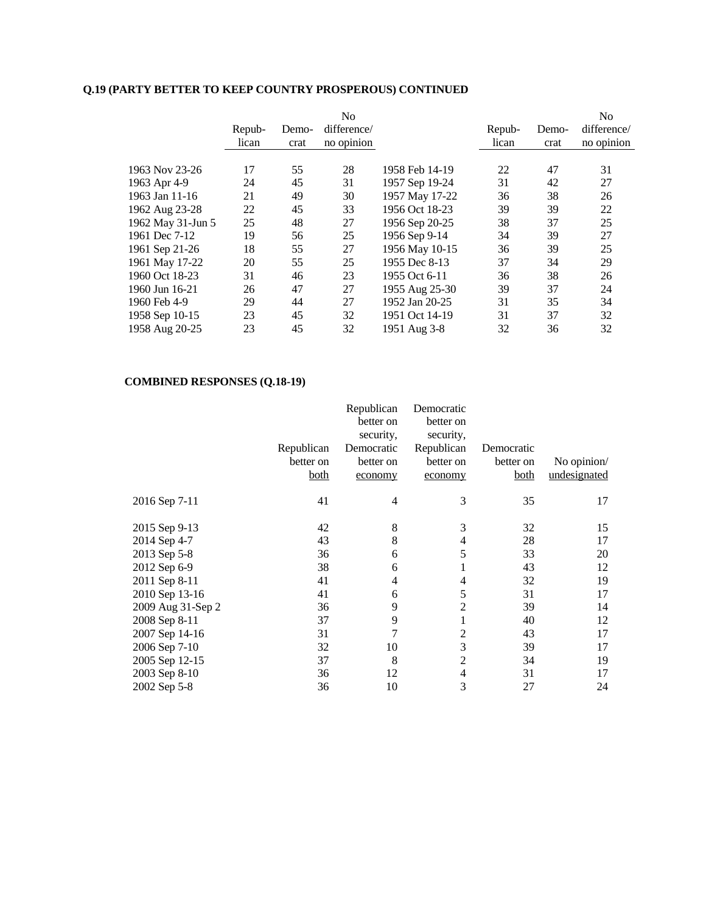**Q.19 (PARTY BETTER TO KEEP COUNTRY PROSPEROUS) CONTINUED**

| | Republican | Democrat | No difference/ no opinion | | Republican | Democrat | No difference/ no opinion |
|---|---|---|---|---|---|---|---|
| 1963 Nov 23-26 | 17 | 55 | 28 | 1958 Feb 14-19 | 22 | 47 | 31 |
| 1963 Apr 4-9 | 24 | 45 | 31 | 1957 Sep 19-24 | 31 | 42 | 27 |
| 1963 Jan 11-16 | 21 | 49 | 30 | 1957 May 17-22 | 36 | 38 | 26 |
| 1962 Aug 23-28 | 22 | 45 | 33 | 1956 Oct 18-23 | 39 | 39 | 22 |
| 1962 May 31-Jun 5 | 25 | 48 | 27 | 1956 Sep 20-25 | 38 | 37 | 25 |
| 1961 Dec 7-12 | 19 | 56 | 25 | 1956 Sep 9-14 | 34 | 39 | 27 |
| 1961 Sep 21-26 | 18 | 55 | 27 | 1956 May 10-15 | 36 | 39 | 25 |
| 1961 May 17-22 | 20 | 55 | 25 | 1955 Dec 8-13 | 37 | 34 | 29 |
| 1960 Oct 18-23 | 31 | 46 | 23 | 1955 Oct 6-11 | 36 | 38 | 26 |
| 1960 Jun 16-21 | 26 | 47 | 27 | 1955 Aug 25-30 | 39 | 37 | 24 |
| 1960 Feb 4-9 | 29 | 44 | 27 | 1952 Jan 20-25 | 31 | 35 | 34 |
| 1958 Sep 10-15 | 23 | 45 | 32 | 1951 Oct 14-19 | 31 | 37 | 32 |
| 1958 Aug 20-25 | 23 | 45 | 32 | 1951 Aug 3-8 | 32 | 36 | 32 |

**COMBINED RESPONSES (Q.18-19)**

| | Republican better on both | Republican better on security, Democratic better on economy | Democratic better on security, Republican better on economy | Democratic better on both | No opinion/ undesignated |
|---|---|---|---|---|---|
| 2016 Sep 7-11 | 41 | 4 | 3 | 35 | 17 |
| 2015 Sep 9-13 | 42 | 8 | 3 | 32 | 15 |
| 2014 Sep 4-7 | 43 | 8 | 4 | 28 | 17 |
| 2013 Sep 5-8 | 36 | 6 | 5 | 33 | 20 |
| 2012 Sep 6-9 | 38 | 6 | 1 | 43 | 12 |
| 2011 Sep 8-11 | 41 | 4 | 4 | 32 | 19 |
| 2010 Sep 13-16 | 41 | 6 | 5 | 31 | 17 |
| 2009 Aug 31-Sep 2 | 36 | 9 | 2 | 39 | 14 |
| 2008 Sep 8-11 | 37 | 9 | 1 | 40 | 12 |
| 2007 Sep 14-16 | 31 | 7 | 2 | 43 | 17 |
| 2006 Sep 7-10 | 32 | 10 | 3 | 39 | 17 |
| 2005 Sep 12-15 | 37 | 8 | 2 | 34 | 19 |
| 2003 Sep 8-10 | 36 | 12 | 4 | 31 | 17 |
| 2002 Sep 5-8 | 36 | 10 | 3 | 27 | 24 |